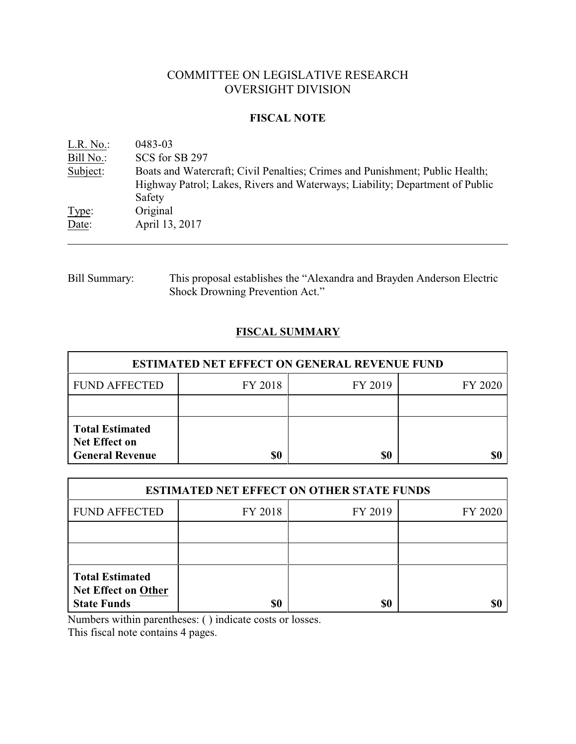# COMMITTEE ON LEGISLATIVE RESEARCH
# OVERSIGHT DIVISION

## FISCAL NOTE

L.R. No.: 0483-03
Bill No.: SCS for SB 297
Subject: Boats and Watercraft; Civil Penalties; Crimes and Punishment; Public Health; Highway Patrol; Lakes, Rivers and Waterways; Liability; Department of Public Safety
Type: Original
Date: April 13, 2017

---

Bill Summary: This proposal establishes the "Alexandra and Brayden Anderson Electric Shock Drowning Prevention Act."

## FISCAL SUMMARY

| ESTIMATED NET EFFECT ON GENERAL REVENUE FUND | | | |
|---|---|---|---|
| FUND AFFECTED | FY 2018 | FY 2019 | FY 2020 |
| | | | |
| **Total Estimated Net Effect on General Revenue** | **$0** | **$0** | **$0** |

| ESTIMATED NET EFFECT ON OTHER STATE FUNDS | | | |
|---|---|---|---|
| FUND AFFECTED | FY 2018 | FY 2019 | FY 2020 |
| | | | |
| | | | |
| **Total Estimated Net Effect on Other State Funds** | **$0** | **$0** | **$0** |

Numbers within parentheses: ( ) indicate costs or losses.
This fiscal note contains 4 pages.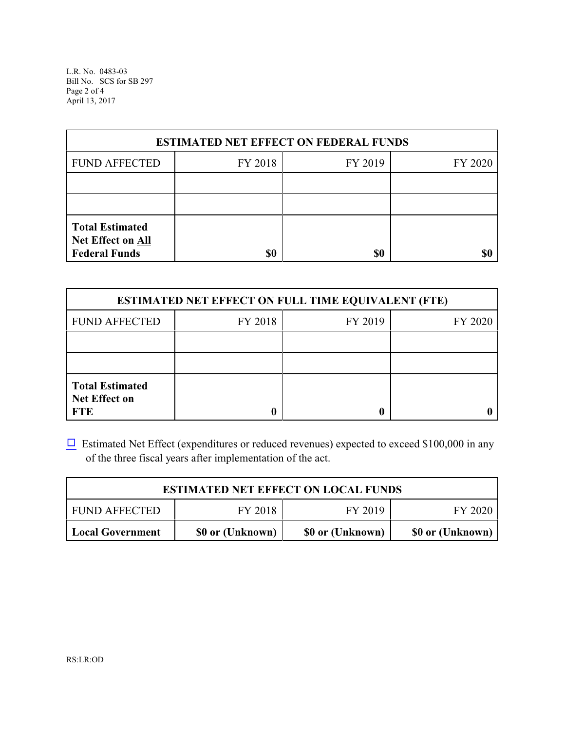| ESTIMATED NET EFFECT ON FEDERAL FUNDS | | | |
|---|---|---|---|
| FUND AFFECTED | FY 2018 | FY 2019 | FY 2020 |
| | | | |
| | | | |
| **Total Estimated Net Effect on All Federal Funds** | **$0** | **$0** | **$0** |

| ESTIMATED NET EFFECT ON FULL TIME EQUIVALENT (FTE) | | | |
|---|---|---|---|
| FUND AFFECTED | FY 2018 | FY 2019 | FY 2020 |
| | | | |
| | | | |
| **Total Estimated Net Effect on FTE** | **0** | **0** | **0** |

☐ Estimated Net Effect (expenditures or reduced revenues) expected to exceed $100,000 in any of the three fiscal years after implementation of the act.

| ESTIMATED NET EFFECT ON LOCAL FUNDS | | | |
|---|---|---|---|
| FUND AFFECTED | FY 2018 | FY 2019 | FY 2020 |
| **Local Government** | **$0 or (Unknown)** | **$0 or (Unknown)** | **$0 or (Unknown)** |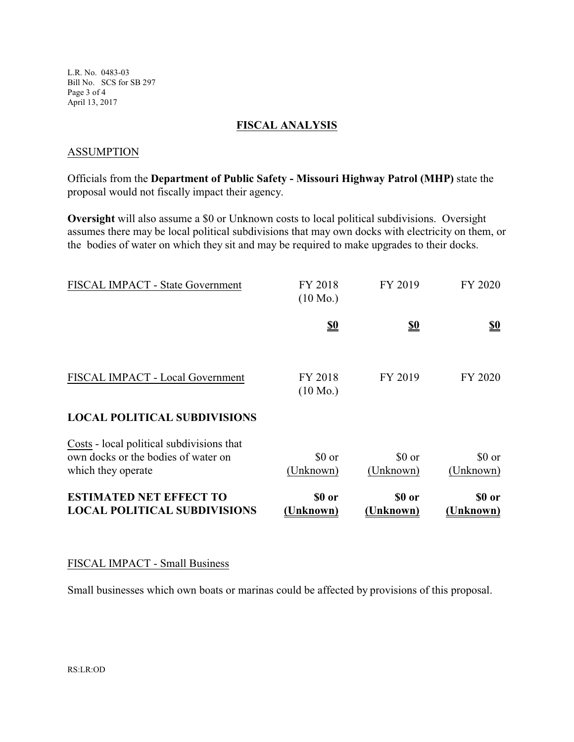## FISCAL ANALYSIS

### ASSUMPTION

Officials from the **Department of Public Safety - Missouri Highway Patrol (MHP)** state the proposal would not fiscally impact their agency.

**Oversight** will also assume a $0 or Unknown costs to local political subdivisions. Oversight assumes there may be local political subdivisions that may own docks with electricity on them, or the bodies of water on which they sit and may be required to make upgrades to their docks.

| FISCAL IMPACT - State Government | FY 2018 (10 Mo.) | FY 2019 | FY 2020 |
|---|---|---|---|
| | **$0** | **$0** | **$0** |

| FISCAL IMPACT - Local Government | FY 2018 (10 Mo.) | FY 2019 | FY 2020 |
|---|---|---|---|
| **LOCAL POLITICAL SUBDIVISIONS** | | | |
| Costs - local political subdivisions that own docks or the bodies of water on which they operate | $0 or (Unknown) | $0 or (Unknown) | $0 or (Unknown) |
| **ESTIMATED NET EFFECT TO LOCAL POLITICAL SUBDIVISIONS** | **$0 or (Unknown)** | **$0 or (Unknown)** | **$0 or (Unknown)** |

### FISCAL IMPACT - Small Business

Small businesses which own boats or marinas could be affected by provisions of this proposal.

RS:LR:OD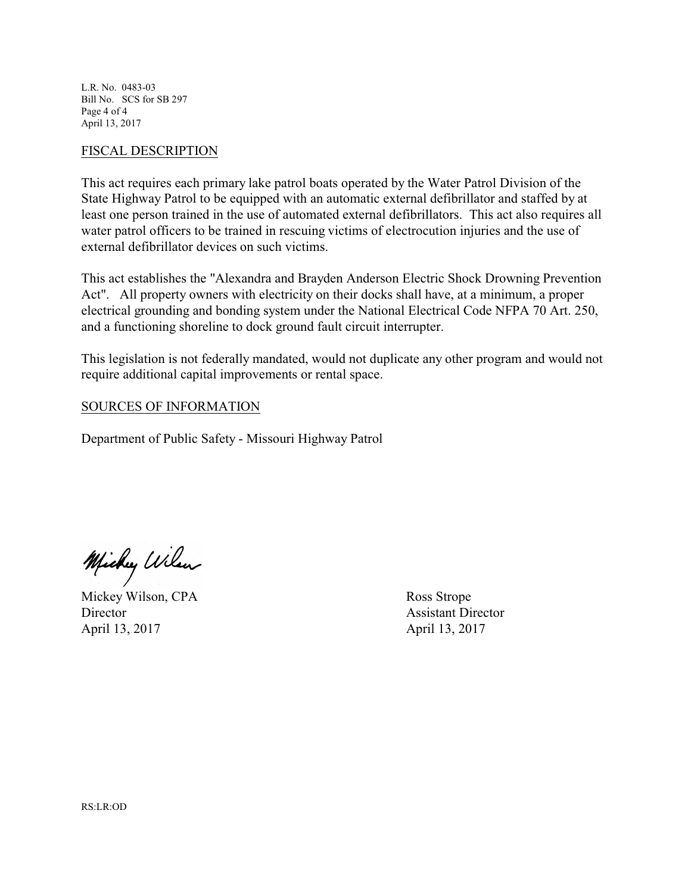## FISCAL DESCRIPTION

This act requires each primary lake patrol boats operated by the Water Patrol Division of the State Highway Patrol to be equipped with an automatic external defibrillator and staffed by at least one person trained in the use of automated external defibrillators. This act also requires all water patrol officers to be trained in rescuing victims of electrocution injuries and the use of external defibrillator devices on such victims.

This act establishes the "Alexandra and Brayden Anderson Electric Shock Drowning Prevention Act". All property owners with electricity on their docks shall have, at a minimum, a proper electrical grounding and bonding system under the National Electrical Code NFPA 70 Art. 250, and a functioning shoreline to dock ground fault circuit interrupter.

This legislation is not federally mandated, would not duplicate any other program and would not require additional capital improvements or rental space.

## SOURCES OF INFORMATION

Department of Public Safety - Missouri Highway Patrol

Mickey Wilson, CPA
Director
April 13, 2017

Ross Strope
Assistant Director
April 13, 2017

RS:LR:OD